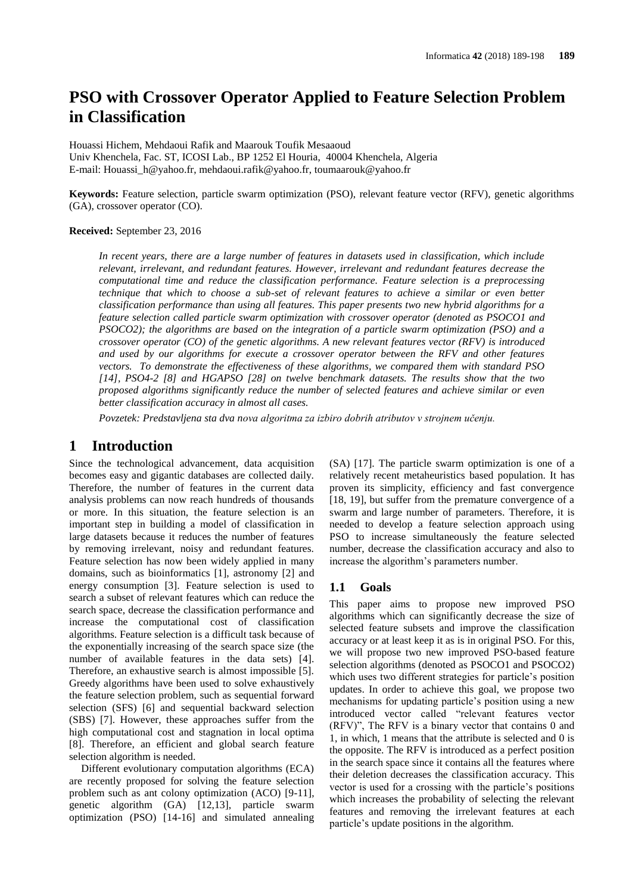# PSO with Crossover Operator Applied to Feature Selection Problem in Classification

Houassi Hichem, Mehdaoui Rafik and Maarouk Toufik Mesaaoud
Univ Khenchela, Fac. ST, ICOSI Lab., BP 1252 El Houria, 40004 Khenchela, Algeria
E-mail: Houassi_h@yahoo.fr, mehdaoui.rafik@yahoo.fr, toumaarouk@yahoo.fr

**Keywords:** Feature selection, particle swarm optimization (PSO), relevant feature vector (RFV), genetic algorithms (GA), crossover operator (CO).

**Received:** September 23, 2016

*In recent years, there are a large number of features in datasets used in classification, which include relevant, irrelevant, and redundant features. However, irrelevant and redundant features decrease the computational time and reduce the classification performance. Feature selection is a preprocessing technique that which to choose a sub-set of relevant features to achieve a similar or even better classification performance than using all features. This paper presents two new hybrid algorithms for a feature selection called particle swarm optimization with crossover operator (denoted as PSOCO1 and PSOCO2); the algorithms are based on the integration of a particle swarm optimization (PSO) and a crossover operator (CO) of the genetic algorithms. A new relevant features vector (RFV) is introduced and used by our algorithms for execute a crossover operator between the RFV and other features vectors. To demonstrate the effectiveness of these algorithms, we compared them with standard PSO [14], PSO4-2 [8] and HGAPSO [28] on twelve benchmark datasets. The results show that the two proposed algorithms significantly reduce the number of selected features and achieve similar or even better classification accuracy in almost all cases.*

*Povzetek: Predstavljena sta dva nova algoritma za izbiro dobrih atributov v strojnem učenju.*

## 1 Introduction

Since the technological advancement, data acquisition becomes easy and gigantic databases are collected daily. Therefore, the number of features in the current data analysis problems can now reach hundreds of thousands or more. In this situation, the feature selection is an important step in building a model of classification in large datasets because it reduces the number of features by removing irrelevant, noisy and redundant features. Feature selection has now been widely applied in many domains, such as bioinformatics [1], astronomy [2] and energy consumption [3]. Feature selection is used to search a subset of relevant features which can reduce the search space, decrease the classification performance and increase the computational cost of classification algorithms. Feature selection is a difficult task because of the exponentially increasing of the search space size (the number of available features in the data sets) [4]. Therefore, an exhaustive search is almost impossible [5]. Greedy algorithms have been used to solve exhaustively the feature selection problem, such as sequential forward selection (SFS) [6] and sequential backward selection (SBS) [7]. However, these approaches suffer from the high computational cost and stagnation in local optima [8]. Therefore, an efficient and global search feature selection algorithm is needed.

Different evolutionary computation algorithms (ECA) are recently proposed for solving the feature selection problem such as ant colony optimization (ACO) [9-11], genetic algorithm (GA) [12,13], particle swarm optimization (PSO) [14-16] and simulated annealing (SA) [17]. The particle swarm optimization is one of a relatively recent metaheuristics based population. It has proven its simplicity, efficiency and fast convergence [18, 19], but suffer from the premature convergence of a swarm and large number of parameters. Therefore, it is needed to develop a feature selection approach using PSO to increase simultaneously the feature selected number, decrease the classification accuracy and also to increase the algorithm's parameters number.

### 1.1 Goals

This paper aims to propose new improved PSO algorithms which can significantly decrease the size of selected feature subsets and improve the classification accuracy or at least keep it as is in original PSO. For this, we will propose two new improved PSO-based feature selection algorithms (denoted as PSOCO1 and PSOCO2) which uses two different strategies for particle's position updates. In order to achieve this goal, we propose two mechanisms for updating particle's position using a new introduced vector called "relevant features vector (RFV)", The RFV is a binary vector that contains 0 and 1, in which, 1 means that the attribute is selected and 0 is the opposite. The RFV is introduced as a perfect position in the search space since it contains all the features where their deletion decreases the classification accuracy. This vector is used for a crossing with the particle's positions which increases the probability of selecting the relevant features and removing the irrelevant features at each particle's update positions in the algorithm.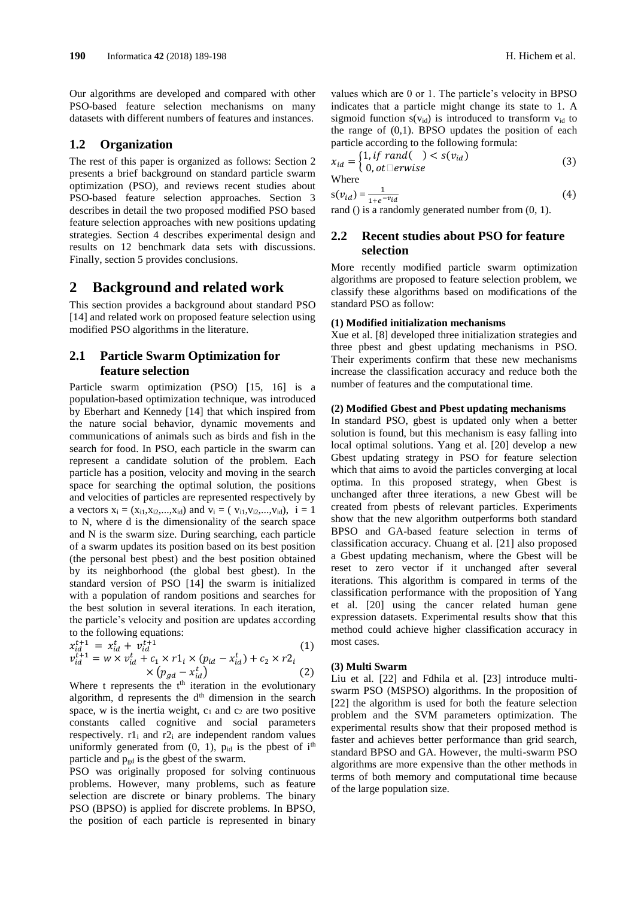Our algorithms are developed and compared with other PSO-based feature selection mechanisms on many datasets with different numbers of features and instances.

### 1.2 Organization

The rest of this paper is organized as follows: Section 2 presents a brief background on standard particle swarm optimization (PSO), and reviews recent studies about PSO-based feature selection approaches. Section 3 describes in detail the two proposed modified PSO based feature selection approaches with new positions updating strategies. Section 4 describes experimental design and results on 12 benchmark data sets with discussions. Finally, section 5 provides conclusions.

## 2 Background and related work

This section provides a background about standard PSO [14] and related work on proposed feature selection using modified PSO algorithms in the literature.

### 2.1 Particle Swarm Optimization for feature selection

Particle swarm optimization (PSO) [15, 16] is a population-based optimization technique, was introduced by Eberhart and Kennedy [14] that which inspired from the nature social behavior, dynamic movements and communications of animals such as birds and fish in the search for food. In PSO, each particle in the swarm can represent a candidate solution of the problem. Each particle has a position, velocity and moving in the search space for searching the optimal solution, the positions and velocities of particles are represented respectively by a vectors $x_i = (x_{i1}, x_{i2}, \ldots, x_{id})$ and $v_i = (v_{i1}, v_{i2}, \ldots, v_{id})$, $i = 1$ to N, where d is the dimensionality of the search space and N is the swarm size. During searching, each particle of a swarm updates its position based on its best position (the personal best pbest) and the best position obtained by its neighborhood (the global best gbest). In the standard version of PSO [14] the swarm is initialized with a population of random positions and searches for the best solution in several iterations. In each iteration, the particle's velocity and position are updates according to the following equations:

$$x_{id}^{t+1} = x_{id}^{t} + v_{id}^{t+1} \tag{1}$$

$$v_{id}^{t+1} = w \times v_{id}^{t} + c_1 \times r1_i \times (p_{id} - x_{id}^{t}) + c_2 \times r2_i \times (p_{gd} - x_{id}^{t}) \tag{2}$$

Where t represents the $t^{th}$ iteration in the evolutionary algorithm, d represents the $d^{th}$ dimension in the search space, w is the inertia weight, $c_1$ and $c_2$ are two positive constants called cognitive and social parameters respectively. $r1_i$ and $r2_i$ are independent random values uniformly generated from (0, 1), $p_{id}$ is the pbest of $i^{th}$ particle and $p_{gd}$ is the gbest of the swarm.

PSO was originally proposed for solving continuous problems. However, many problems, such as feature selection are discrete or binary problems. The binary PSO (BPSO) is applied for discrete problems. In BPSO, the position of each particle is represented in binary values which are 0 or 1. The particle's velocity in BPSO indicates that a particle might change its state to 1. A sigmoid function $s(v_{id})$ is introduced to transform $v_{id}$ to the range of (0,1). BPSO updates the position of each particle according to the following formula:

$$x_{id} = \begin{cases} 1, & if\ rand(\ ) < s(v_{id}) \\ 0, & otherwise \end{cases} \tag{3}$$

Where

$$s(v_{id}) = \frac{1}{1+e^{-v_{id}}} \tag{4}$$

rand () is a randomly generated number from (0, 1).

### 2.2 Recent studies about PSO for feature selection

More recently modified particle swarm optimization algorithms are proposed to feature selection problem, we classify these algorithms based on modifications of the standard PSO as follow:

**(1) Modified initialization mechanisms**

Xue et al. [8] developed three initialization strategies and three pbest and gbest updating mechanisms in PSO. Their experiments confirm that these new mechanisms increase the classification accuracy and reduce both the number of features and the computational time.

**(2) Modified Gbest and Pbest updating mechanisms**

In standard PSO, gbest is updated only when a better solution is found, but this mechanism is easy falling into local optimal solutions. Yang et al. [20] develop a new Gbest updating strategy in PSO for feature selection which that aims to avoid the particles converging at local optima. In this proposed strategy, when Gbest is unchanged after three iterations, a new Gbest will be created from pbests of relevant particles. Experiments show that the new algorithm outperforms both standard BPSO and GA-based feature selection in terms of classification accuracy. Chuang et al. [21] also proposed a Gbest updating mechanism, where the Gbest will be reset to zero vector if it unchanged after several iterations. This algorithm is compared in terms of the classification performance with the proposition of Yang et al. [20] using the cancer related human gene expression datasets. Experimental results show that this method could achieve higher classification accuracy in most cases.

**(3) Multi Swarm**

Liu et al. [22] and Fdhila et al. [23] introduce multi-swarm PSO (MSPSO) algorithms. In the proposition of [22] the algorithm is used for both the feature selection problem and the SVM parameters optimization. The experimental results show that their proposed method is faster and achieves better performance than grid search, standard BPSO and GA. However, the multi-swarm PSO algorithms are more expensive than the other methods in terms of both memory and computational time because of the large population size.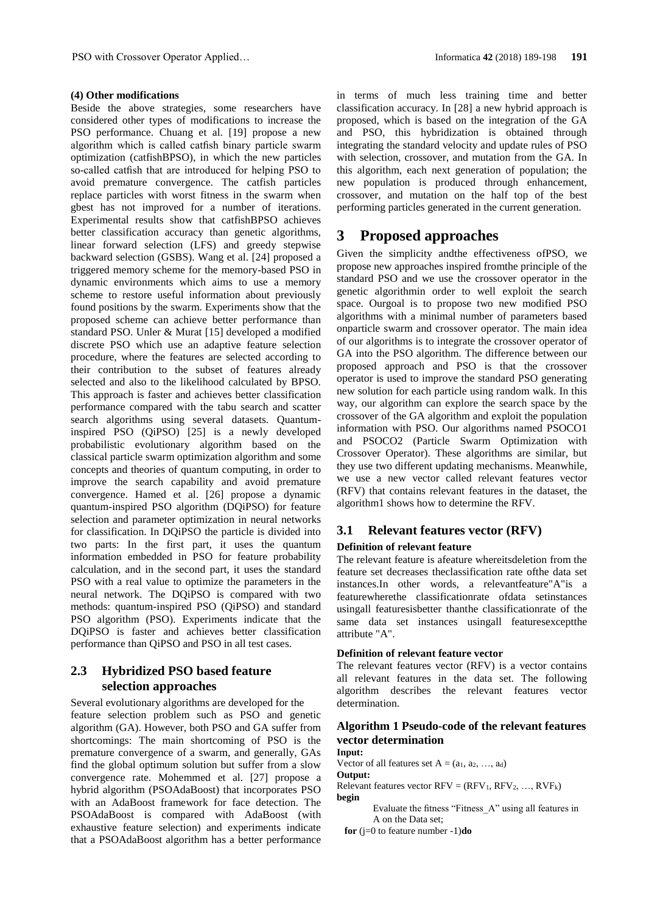**(4) Other modifications**

Beside the above strategies, some researchers have considered other types of modifications to increase the PSO performance. Chuang et al. [19] propose a new algorithm which is called catfish binary particle swarm optimization (catfishBPSO), in which the new particles so-called catfish that are introduced for helping PSO to avoid premature convergence. The catfish particles replace particles with worst fitness in the swarm when gbest has not improved for a number of iterations. Experimental results show that catfishBPSO achieves better classification accuracy than genetic algorithms, linear forward selection (LFS) and greedy stepwise backward selection (GSBS). Wang et al. [24] proposed a triggered memory scheme for the memory-based PSO in dynamic environments which aims to use a memory scheme to restore useful information about previously found positions by the swarm. Experiments show that the proposed scheme can achieve better performance than standard PSO. Unler & Murat [15] developed a modified discrete PSO which use an adaptive feature selection procedure, where the features are selected according to their contribution to the subset of features already selected and also to the likelihood calculated by BPSO. This approach is faster and achieves better classification performance compared with the tabu search and scatter search algorithms using several datasets. Quantum-inspired PSO (QiPSO) [25] is a newly developed probabilistic evolutionary algorithm based on the classical particle swarm optimization algorithm and some concepts and theories of quantum computing, in order to improve the search capability and avoid premature convergence. Hamed et al. [26] propose a dynamic quantum-inspired PSO algorithm (DQiPSO) for feature selection and parameter optimization in neural networks for classification. In DQiPSO the particle is divided into two parts: In the first part, it uses the quantum information embedded in PSO for feature probability calculation, and in the second part, it uses the standard PSO with a real value to optimize the parameters in the neural network. The DQiPSO is compared with two methods: quantum-inspired PSO (QiPSO) and standard PSO algorithm (PSO). Experiments indicate that the DQiPSO is faster and achieves better classification performance than QiPSO and PSO in all test cases.

## 2.3 Hybridized PSO based feature selection approaches

Several evolutionary algorithms are developed for the feature selection problem such as PSO and genetic algorithm (GA). However, both PSO and GA suffer from shortcomings: The main shortcoming of PSO is the premature convergence of a swarm, and generally, GAs find the global optimum solution but suffer from a slow convergence rate. Mohemmed et al. [27] propose a hybrid algorithm (PSOAdaBoost) that incorporates PSO with an AdaBoost framework for face detection. The PSOAdaBoost is compared with AdaBoost (with exhaustive feature selection) and experiments indicate that a PSOAdaBoost algorithm has a better performance in terms of much less training time and better classification accuracy. In [28] a new hybrid approach is proposed, which is based on the integration of the GA and PSO, this hybridization is obtained through integrating the standard velocity and update rules of PSO with selection, crossover, and mutation from the GA. In this algorithm, each next generation of population; the new population is produced through enhancement, crossover, and mutation on the half top of the best performing particles generated in the current generation.

# 3 Proposed approaches

Given the simplicity andthe effectiveness ofPSO, we propose new approaches inspired fromthe principle of the standard PSO and we use the crossover operator in the genetic algorithmin order to well exploit the search space. Ourgoal is to propose two new modified PSO algorithms with a minimal number of parameters based onparticle swarm and crossover operator. The main idea of our algorithms is to integrate the crossover operator of GA into the PSO algorithm. The difference between our proposed approach and PSO is that the crossover operator is used to improve the standard PSO generating new solution for each particle using random walk. In this way, our algorithm can explore the search space by the crossover of the GA algorithm and exploit the population information with PSO. Our algorithms named PSOCO1 and PSOCO2 (Particle Swarm Optimization with Crossover Operator). These algorithms are similar, but they use two different updating mechanisms. Meanwhile, we use a new vector called relevant features vector (RFV) that contains relevant features in the dataset, the algorithm1 shows how to determine the RFV.

## 3.1 Relevant features vector (RFV)

**Definition of relevant feature**

The relevant feature is afeature whereitsdeletion from the feature set decreases theclassification rate ofthe data set instances.In other words, a relevantfeature"A"is a featurewherethe classificationrate ofdata setinstances usingall featuresisbetter thanthe classificationrate of the same data set instances usingall featuresexceptthe attribute "A".

**Definition of relevant feature vector**

The relevant features vector (RFV) is a vector contains all relevant features in the data set. The following algorithm describes the relevant features vector determination.

**Algorithm 1 Pseudo-code of the relevant features vector determination**

**Input:**
Vector of all features set $A = (a_1, a_2, \ldots, a_d)$
**Output:**
Relevant features vector $RFV = (RFV_1, RFV_2, \ldots, RVF_k)$
**begin**
  Evaluate the fitness "Fitness_A" using all features in A on the Data set;
 **for** (j=0 to feature number -1)**do**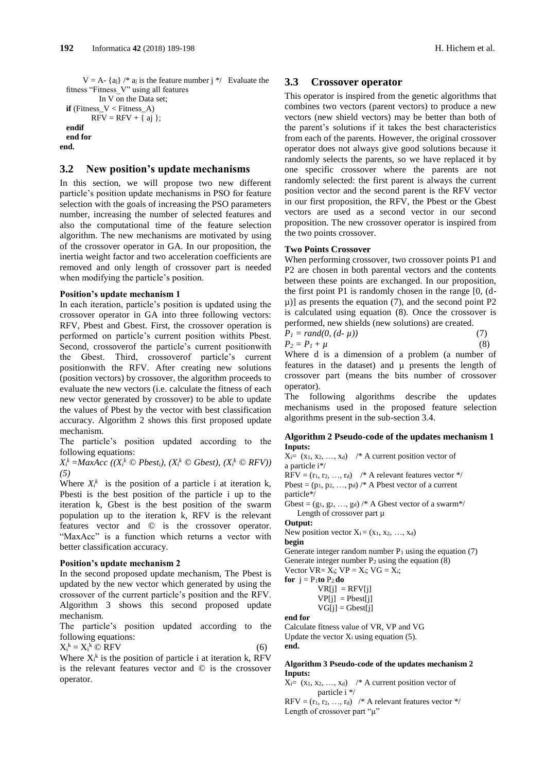```
    V = A- {aj} /* aj is the feature number j */   Evaluate the
  fitness "Fitness_V" using all features
           In V on the Data set;
  if (Fitness_V < Fitness_A)
          RFV = RFV + { aj };
  endif
  end for
end.
```

## 3.2 New position's update mechanisms

In this section, we will propose two new different particle's position update mechanisms in PSO for feature selection with the goals of increasing the PSO parameters number, increasing the number of selected features and also the computational time of the feature selection algorithm. The new mechanisms are motivated by using of the crossover operator in GA. In our proposition, the inertia weight factor and two acceleration coefficients are removed and only length of crossover part is needed when modifying the particle's position.

**Position's update mechanism 1**

In each iteration, particle's position is updated using the crossover operator in GA into three following vectors: RFV, Pbest and Gbest. First, the crossover operation is performed on particle's current position withits Pbest. Second, crossoverof the particle's current positionwith the Gbest. Third, crossoverof particle's current positionwith the RFV. After creating new solutions (position vectors) by crossover, the algorithm proceeds to evaluate the new vectors (i.e. calculate the fitness of each new vector generated by crossover) to be able to update the values of Pbest by the vector with best classification accuracy. Algorithm 2 shows this first proposed update mechanism.

The particle's position updated according to the following equations:

$$X_i^k = MaxAcc\,((X_i^k © Pbest_i), (X_i^k © Gbest), (X_i^k © RFV)) \quad (5)$$

Where $X_i^k$ is the position of a particle i at iteration k, Pbesti is the best position of the particle i up to the iteration k, Gbest is the best position of the swarm population up to the iteration k, RFV is the relevant features vector and © is the crossover operator. "MaxAcc" is a function which returns a vector with better classification accuracy.

**Position's update mechanism 2**

In the second proposed update mechanism, The Pbest is updated by the new vector which generated by using the crossover of the current particle's position and the RFV. Algorithm 3 shows this second proposed update mechanism.

The particle's position updated according to the following equations:

$$X_i^k = X_i^k © RFV \quad (6)$$

Where $X_i^k$ is the position of particle i at iteration k, RFV is the relevant features vector and © is the crossover operator.

## 3.3 Crossover operator

This operator is inspired from the genetic algorithms that combines two vectors (parent vectors) to produce a new vectors (new shield vectors) may be better than both of the parent's solutions if it takes the best characteristics from each of the parents. However, the original crossover operator does not always give good solutions because it randomly selects the parents, so we have replaced it by one specific crossover where the parents are not randomly selected: the first parent is always the current position vector and the second parent is the RFV vector in our first proposition, the RFV, the Pbest or the Gbest vectors are used as a second vector in our second proposition. The new crossover operator is inspired from the two points crossover.

**Two Points Crossover**

When performing crossover, two crossover points P1 and P2 are chosen in both parental vectors and the contents between these points are exchanged. In our proposition, the first point P1 is randomly chosen in the range [0, (d-µ)] as presents the equation (7), and the second point P2 is calculated using equation (8). Once the crossover is performed, new shields (new solutions) are created.

$$P_1 = rand(0, (d- \mu)) \quad (7)$$

$$P_2 = P_1 + \mu \quad (8)$$

Where d is a dimension of a problem (a number of features in the dataset) and µ presents the length of crossover part (means the bits number of crossover operator).

The following algorithms describe the updates mechanisms used in the proposed feature selection algorithms present in the sub-section 3.4.

**Algorithm 2 Pseudo-code of the updates mechanism 1**

```
Inputs:
Xi= (x1, x2, …, xd)   /* A current position vector of
a particle i*/
RFV = (r1, r2, …, rd)   /* A relevant features vector */
Pbest = (p1, p2, …, pd) /* A Pbest vector of a current
particle*/
Gbest = (g1, g2, …, gd) /* A Gbest vector of a swarm*/
   Length of crossover part µ
Output:
New position vector Xi = (x1, x2, …, xd)
begin
Generate integer random number P1 using the equation (7)
Generate integer number P2 using the equation (8)
Vector VR= Xi; VP = Xi; VG = Xi;
for  j = P1 to P2 do
         VR[j]  = RFV[j]
         VP[j]  = Pbest[j]
         VG[j] = Gbest[j]
end for
Calculate fitness value of VR, VP and VG
Update the vector Xi using equation (5).
end.
```

**Algorithm 3 Pseudo-code of the updates mechanism 2**

```
Inputs:
Xi= (x1, x2, …, xd)   /* A current position vector of
         particle i */
RFV = (r1, r2, …, rd)   /* A relevant features vector */
Length of crossover part "µ"
```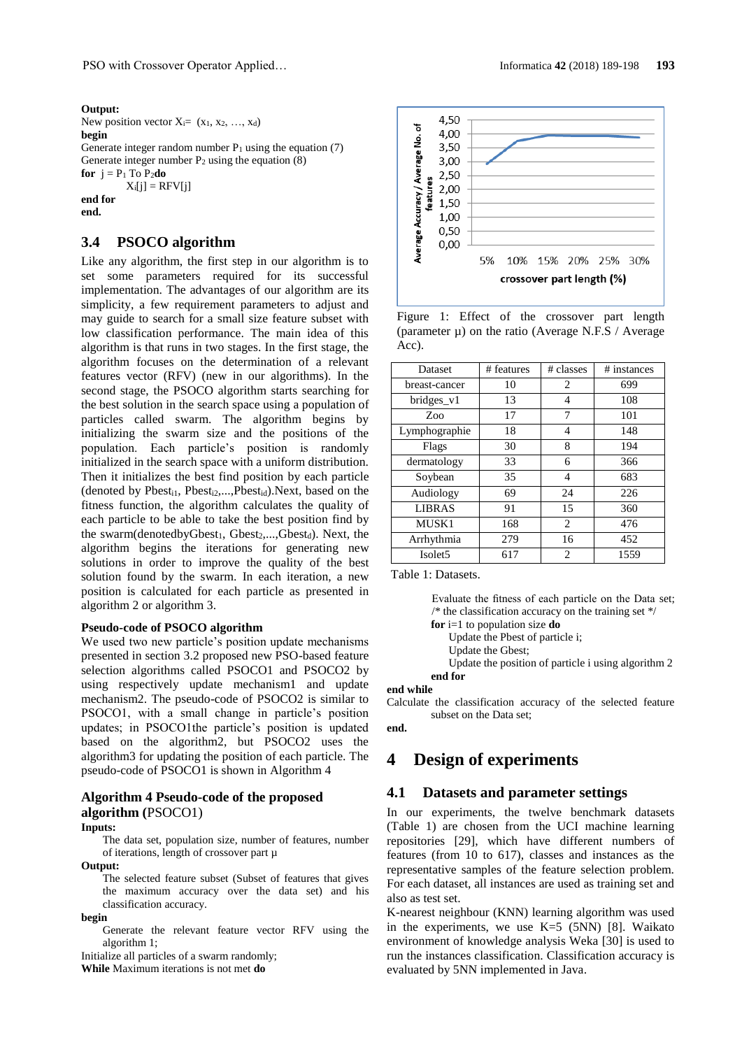**Output:**
New position vector $X_i = (x_1, x_2, \ldots, x_d)$
**begin**
Generate integer random number $P_1$ using the equation (7)
Generate integer number $P_2$ using the equation (8)
**for** $j = P_1$ To $P_2$ **do**
  $X_i[j] = RFV[j]$
**end for**
**end.**

## 3.4 PSOCO algorithm

Like any algorithm, the first step in our algorithm is to set some parameters required for its successful implementation. The advantages of our algorithm are its simplicity, a few requirement parameters to adjust and may guide to search for a small size feature subset with low classification performance. The main idea of this algorithm is that runs in two stages. In the first stage, the algorithm focuses on the determination of a relevant features vector (RFV) (new in our algorithms). In the second stage, the PSOCO algorithm starts searching for the best solution in the search space using a population of particles called swarm. The algorithm begins by initializing the swarm size and the positions of the population. Each particle's position is randomly initialized in the search space with a uniform distribution. Then it initializes the best find position by each particle (denoted by $Pbest_{i1}, Pbest_{i2}, \ldots, Pbest_{id}$).Next, based on the fitness function, the algorithm calculates the quality of each particle to be able to take the best position find by the swarm(denotedby$Gbest_1, Gbest_2, \ldots, Gbest_d$). Next, the algorithm begins the iterations for generating new solutions in order to improve the quality of the best solution found by the swarm. In each iteration, a new position is calculated for each particle as presented in algorithm 2 or algorithm 3.

### Pseudo-code of PSOCO algorithm

We used two new particle's position update mechanisms presented in section 3.2 proposed new PSO-based feature selection algorithms called PSOCO1 and PSOCO2 by using respectively update mechanism1 and update mechanism2. The pseudo-code of PSOCO2 is similar to PSOCO1, with a small change in particle's position updates; in PSOCO1the particle's position is updated based on the algorithm2, but PSOCO2 uses the algorithm3 for updating the position of each particle. The pseudo-code of PSOCO1 is shown in Algorithm 4

### Algorithm 4 Pseudo-code of the proposed algorithm (PSOCO1)

**Inputs:**
The data set, population size, number of features, number of iterations, length of crossover part μ
**Output:**
The selected feature subset (Subset of features that gives the maximum accuracy over the data set) and his classification accuracy.
**begin**
Generate the relevant feature vector RFV using the algorithm 1;
Initialize all particles of a swarm randomly;
**While** Maximum iterations is not met **do**
Evaluate the fitness of each particle on the Data set;
/* the classification accuracy on the training set */
**for** i=1 to population size **do**
Update the Pbest of particle i;
Update the Gbest;
Update the position of particle i using algorithm 2
**end for**
**end while**
Calculate the classification accuracy of the selected feature subset on the Data set;
**end.**

Figure 1: Effect of the crossover part length (parameter μ) on the ratio (Average N.F.S / Average Acc).

| Dataset | # features | # classes | # instances |
|---|---|---|---|
| breast-cancer | 10 | 2 | 699 |
| bridges_v1 | 13 | 4 | 108 |
| Zoo | 17 | 7 | 101 |
| Lymphographie | 18 | 4 | 148 |
| Flags | 30 | 8 | 194 |
| dermatology | 33 | 6 | 366 |
| Soybean | 35 | 4 | 683 |
| Audiology | 69 | 24 | 226 |
| LIBRAS | 91 | 15 | 360 |
| MUSK1 | 168 | 2 | 476 |
| Arrhythmia | 279 | 16 | 452 |
| Isolet5 | 617 | 2 | 1559 |

Table 1: Datasets.

# 4 Design of experiments

## 4.1 Datasets and parameter settings

In our experiments, the twelve benchmark datasets (Table 1) are chosen from the UCI machine learning repositories [29], which have different numbers of features (from 10 to 617), classes and instances as the representative samples of the feature selection problem. For each dataset, all instances are used as training set and also as test set.

K-nearest neighbour (KNN) learning algorithm was used in the experiments, we use K=5 (5NN) [8]. Waikato environment of knowledge analysis Weka [30] is used to run the instances classification. Classification accuracy is evaluated by 5NN implemented in Java.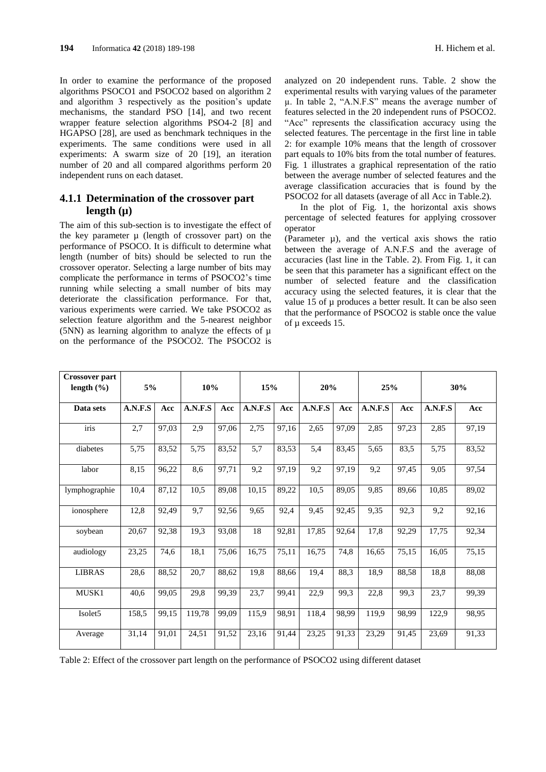In order to examine the performance of the proposed algorithms PSOCO1 and PSOCO2 based on algorithm 2 and algorithm 3 respectively as the position's update mechanisms, the standard PSO [14], and two recent wrapper feature selection algorithms PSO4-2 [8] and HGAPSO [28], are used as benchmark techniques in the experiments. The same conditions were used in all experiments: A swarm size of 20 [19], an iteration number of 20 and all compared algorithms perform 20 independent runs on each dataset.

### 4.1.1 Determination of the crossover part length (µ)

The aim of this sub-section is to investigate the effect of the key parameter µ (length of crossover part) on the performance of PSOCO. It is difficult to determine what length (number of bits) should be selected to run the crossover operator. Selecting a large number of bits may complicate the performance in terms of PSOCO2's time running while selecting a small number of bits may deteriorate the classification performance. For that, various experiments were carried. We take PSOCO2 as selection feature algorithm and the 5-nearest neighbor (5NN) as learning algorithm to analyze the effects of µ on the performance of the PSOCO2. The PSOCO2 is analyzed on 20 independent runs. Table. 2 show the experimental results with varying values of the parameter µ. In table 2, "A.N.F.S" means the average number of features selected in the 20 independent runs of PSOCO2. "Acc" represents the classification accuracy using the selected features. The percentage in the first line in table 2: for example 10% means that the length of crossover part equals to 10% bits from the total number of features. Fig. 1 illustrates a graphical representation of the ratio between the average number of selected features and the average classification accuracies that is found by the PSOCO2 for all datasets (average of all Acc in Table.2).

In the plot of Fig. 1, the horizontal axis shows percentage of selected features for applying crossover operator

(Parameter µ), and the vertical axis shows the ratio between the average of A.N.F.S and the average of accuracies (last line in the Table. 2). From Fig. 1, it can be seen that this parameter has a significant effect on the number of selected feature and the classification accuracy using the selected features, it is clear that the value 15 of µ produces a better result. It can be also seen that the performance of PSOCO2 is stable once the value of µ exceeds 15.

| **Crossover part length (%)** | **5%** | | **10%** | | **15%** | | **20%** | | **25%** | | **30%** | |
|---|---|---|---|---|---|---|---|---|---|---|---|---|
| **Data sets** | **A.N.F.S** | **Acc** | **A.N.F.S** | **Acc** | **A.N.F.S** | **Acc** | **A.N.F.S** | **Acc** | **A.N.F.S** | **Acc** | **A.N.F.S** | **Acc** |
| iris | 2,7 | 97,03 | 2,9 | 97,06 | 2,75 | 97,16 | 2,65 | 97,09 | 2,85 | 97,23 | 2,85 | 97,19 |
| diabetes | 5,75 | 83,52 | 5,75 | 83,52 | 5,7 | 83,53 | 5,4 | 83,45 | 5,65 | 83,5 | 5,75 | 83,52 |
| labor | 8,15 | 96,22 | 8,6 | 97,71 | 9,2 | 97,19 | 9,2 | 97,19 | 9,2 | 97,45 | 9,05 | 97,54 |
| lymphographie | 10,4 | 87,12 | 10,5 | 89,08 | 10,15 | 89,22 | 10,5 | 89,05 | 9,85 | 89,66 | 10,85 | 89,02 |
| ionosphere | 12,8 | 92,49 | 9,7 | 92,56 | 9,65 | 92,4 | 9,45 | 92,45 | 9,35 | 92,3 | 9,2 | 92,16 |
| soybean | 20,67 | 92,38 | 19,3 | 93,08 | 18 | 92,81 | 17,85 | 92,64 | 17,8 | 92,29 | 17,75 | 92,34 |
| audiology | 23,25 | 74,6 | 18,1 | 75,06 | 16,75 | 75,11 | 16,75 | 74,8 | 16,65 | 75,15 | 16,05 | 75,15 |
| LIBRAS | 28,6 | 88,52 | 20,7 | 88,62 | 19,8 | 88,66 | 19,4 | 88,3 | 18,9 | 88,58 | 18,8 | 88,08 |
| MUSK1 | 40,6 | 99,05 | 29,8 | 99,39 | 23,7 | 99,41 | 22,9 | 99,3 | 22,8 | 99,3 | 23,7 | 99,39 |
| Isolet5 | 158,5 | 99,15 | 119,78 | 99,09 | 115,9 | 98,91 | 118,4 | 98,99 | 119,9 | 98,99 | 122,9 | 98,95 |
| Average | 31,14 | 91,01 | 24,51 | 91,52 | 23,16 | 91,44 | 23,25 | 91,33 | 23,29 | 91,45 | 23,69 | 91,33 |

Table 2: Effect of the crossover part length on the performance of PSOCO2 using different dataset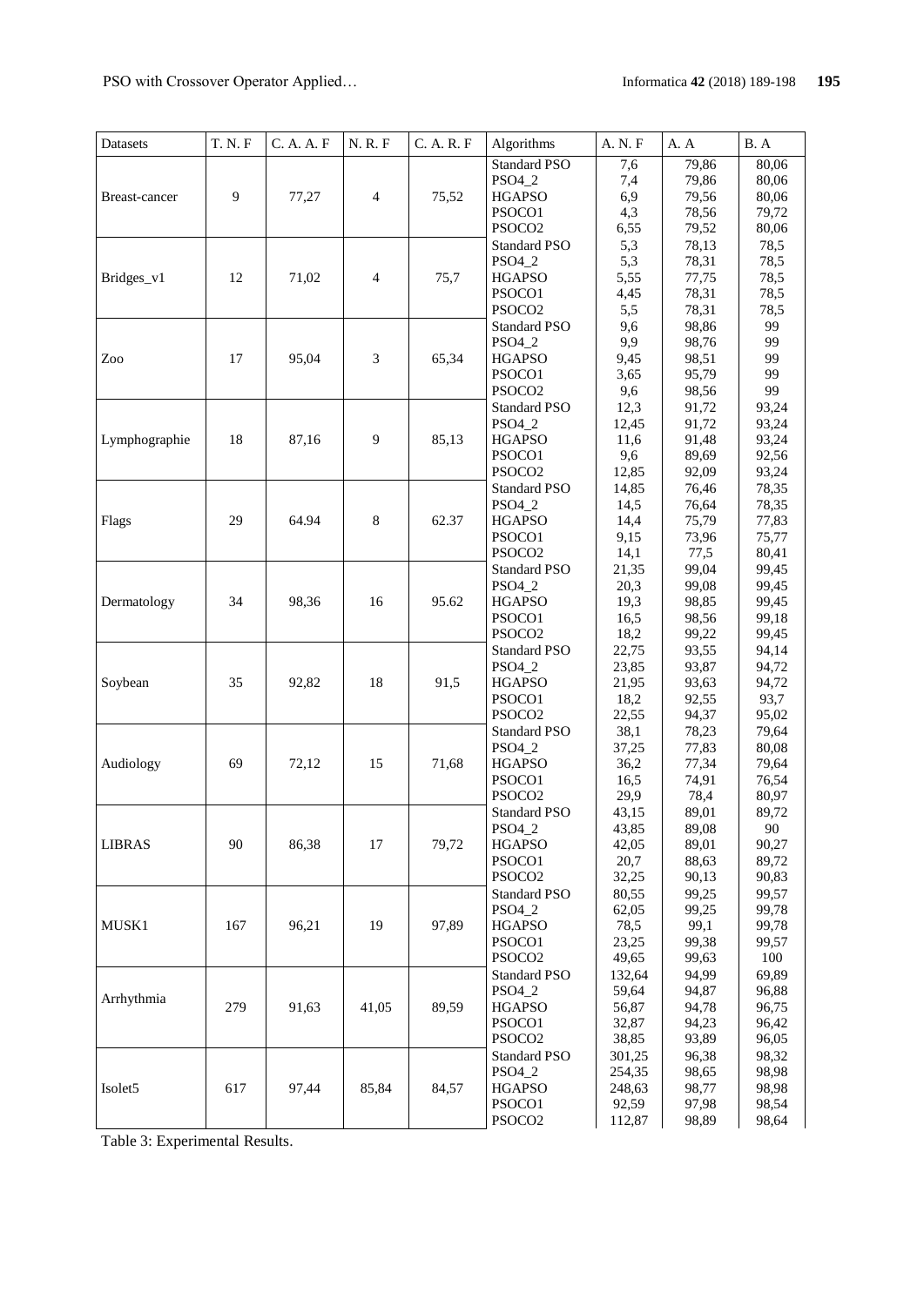| Datasets | T. N. F | C. A. A. F | N. R. F | C. A. R. F | Algorithms | A. N. F | A. A | B. A |
|---|---|---|---|---|---|---|---|---|
| Breast-cancer | 9 | 77,27 | 4 | 75,52 | Standard PSO | 7,6 | 79,86 | 80,06 |
| | | | | | PSO4_2 | 7,4 | 79,86 | 80,06 |
| | | | | | HGAPSO | 6,9 | 79,56 | 80,06 |
| | | | | | PSOCO1 | 4,3 | 78,56 | 79,72 |
| | | | | | PSOCO2 | 6,55 | 79,52 | 80,06 |
| Bridges_v1 | 12 | 71,02 | 4 | 75,7 | Standard PSO | 5,3 | 78,13 | 78,5 |
| | | | | | PSO4_2 | 5,3 | 78,31 | 78,5 |
| | | | | | HGAPSO | 5,55 | 77,75 | 78,5 |
| | | | | | PSOCO1 | 4,45 | 78,31 | 78,5 |
| | | | | | PSOCO2 | 5,5 | 78,31 | 78,5 |
| Zoo | 17 | 95,04 | 3 | 65,34 | Standard PSO | 9,6 | 98,86 | 99 |
| | | | | | PSO4_2 | 9,9 | 98,76 | 99 |
| | | | | | HGAPSO | 9,45 | 98,51 | 99 |
| | | | | | PSOCO1 | 3,65 | 95,79 | 99 |
| | | | | | PSOCO2 | 9,6 | 98,56 | 99 |
| Lymphographie | 18 | 87,16 | 9 | 85,13 | Standard PSO | 12,3 | 91,72 | 93,24 |
| | | | | | PSO4_2 | 12,45 | 91,72 | 93,24 |
| | | | | | HGAPSO | 11,6 | 91,48 | 93,24 |
| | | | | | PSOCO1 | 9,6 | 89,69 | 92,56 |
| | | | | | PSOCO2 | 12,85 | 92,09 | 93,24 |
| Flags | 29 | 64.94 | 8 | 62.37 | Standard PSO | 14,85 | 76,46 | 78,35 |
| | | | | | PSO4_2 | 14,5 | 76,64 | 78,35 |
| | | | | | HGAPSO | 14,4 | 75,79 | 77,83 |
| | | | | | PSOCO1 | 9,15 | 73,96 | 75,77 |
| | | | | | PSOCO2 | 14,1 | 77,5 | 80,41 |
| Dermatology | 34 | 98,36 | 16 | 95.62 | Standard PSO | 21,35 | 99,04 | 99,45 |
| | | | | | PSO4_2 | 20,3 | 99,08 | 99,45 |
| | | | | | HGAPSO | 19,3 | 98,85 | 99,45 |
| | | | | | PSOCO1 | 16,5 | 98,56 | 99,18 |
| | | | | | PSOCO2 | 18,2 | 99,22 | 99,45 |
| Soybean | 35 | 92,82 | 18 | 91,5 | Standard PSO | 22,75 | 93,55 | 94,14 |
| | | | | | PSO4_2 | 23,85 | 93,87 | 94,72 |
| | | | | | HGAPSO | 21,95 | 93,63 | 94,72 |
| | | | | | PSOCO1 | 18,2 | 92,55 | 93,7 |
| | | | | | PSOCO2 | 22,55 | 94,37 | 95,02 |
| Audiology | 69 | 72,12 | 15 | 71,68 | Standard PSO | 38,1 | 78,23 | 79,64 |
| | | | | | PSO4_2 | 37,25 | 77,83 | 80,08 |
| | | | | | HGAPSO | 36,2 | 77,34 | 79,64 |
| | | | | | PSOCO1 | 16,5 | 74,91 | 76,54 |
| | | | | | PSOCO2 | 29,9 | 78,4 | 80,97 |
| LIBRAS | 90 | 86,38 | 17 | 79,72 | Standard PSO | 43,15 | 89,01 | 89,72 |
| | | | | | PSO4_2 | 43,85 | 89,08 | 90 |
| | | | | | HGAPSO | 42,05 | 89,01 | 90,27 |
| | | | | | PSOCO1 | 20,7 | 88,63 | 89,72 |
| | | | | | PSOCO2 | 32,25 | 90,13 | 90,83 |
| MUSK1 | 167 | 96,21 | 19 | 97,89 | Standard PSO | 80,55 | 99,25 | 99,57 |
| | | | | | PSO4_2 | 62,05 | 99,25 | 99,78 |
| | | | | | HGAPSO | 78,5 | 99,1 | 99,78 |
| | | | | | PSOCO1 | 23,25 | 99,38 | 99,57 |
| | | | | | PSOCO2 | 49,65 | 99,63 | 100 |
| Arrhythmia | 279 | 91,63 | 41,05 | 89,59 | Standard PSO | 132,64 | 94,99 | 69,89 |
| | | | | | PSO4_2 | 59,64 | 94,87 | 96,88 |
| | | | | | HGAPSO | 56,87 | 94,78 | 96,75 |
| | | | | | PSOCO1 | 32,87 | 94,23 | 96,42 |
| | | | | | PSOCO2 | 38,85 | 93,89 | 96,05 |
| Isolet5 | 617 | 97,44 | 85,84 | 84,57 | Standard PSO | 301,25 | 96,38 | 98,32 |
| | | | | | PSO4_2 | 254,35 | 98,65 | 98,98 |
| | | | | | HGAPSO | 248,63 | 98,77 | 98,98 |
| | | | | | PSOCO1 | 92,59 | 97,98 | 98,54 |
| | | | | | PSOCO2 | 112,87 | 98,89 | 98,64 |

Table 3: Experimental Results.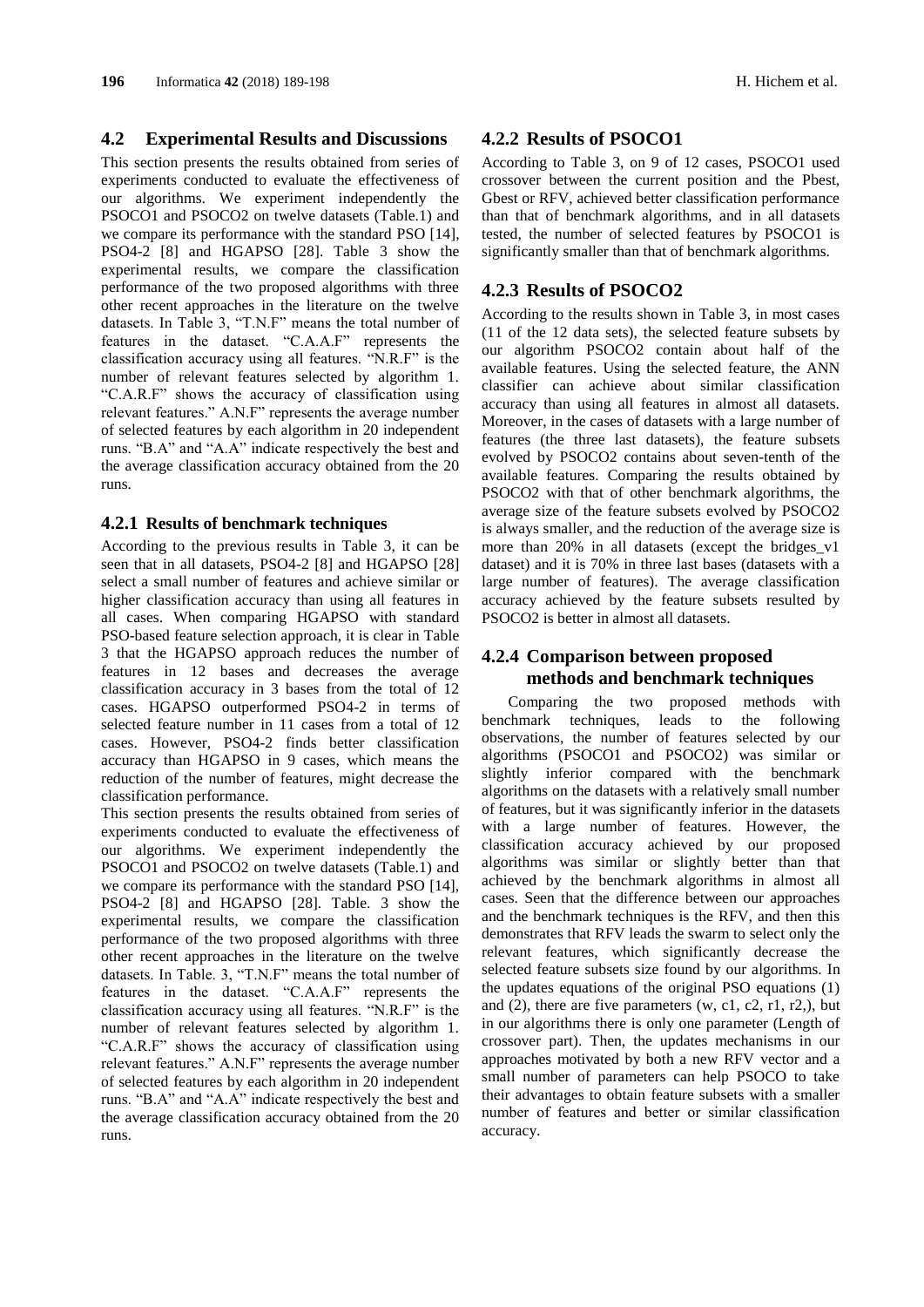## 4.2 Experimental Results and Discussions

This section presents the results obtained from series of experiments conducted to evaluate the effectiveness of our algorithms. We experiment independently the PSOCO1 and PSOCO2 on twelve datasets (Table.1) and we compare its performance with the standard PSO [14], PSO4-2 [8] and HGAPSO [28]. Table 3 show the experimental results, we compare the classification performance of the two proposed algorithms with three other recent approaches in the literature on the twelve datasets. In Table 3, "T.N.F" means the total number of features in the dataset. "C.A.A.F" represents the classification accuracy using all features. "N.R.F" is the number of relevant features selected by algorithm 1. "C.A.R.F" shows the accuracy of classification using relevant features." A.N.F" represents the average number of selected features by each algorithm in 20 independent runs. "B.A" and "A.A" indicate respectively the best and the average classification accuracy obtained from the 20 runs.

### 4.2.1 Results of benchmark techniques

According to the previous results in Table 3, it can be seen that in all datasets, PSO4-2 [8] and HGAPSO [28] select a small number of features and achieve similar or higher classification accuracy than using all features in all cases. When comparing HGAPSO with standard PSO-based feature selection approach, it is clear in Table 3 that the HGAPSO approach reduces the number of features in 12 bases and decreases the average classification accuracy in 3 bases from the total of 12 cases. HGAPSO outperformed PSO4-2 in terms of selected feature number in 11 cases from a total of 12 cases. However, PSO4-2 finds better classification accuracy than HGAPSO in 9 cases, which means the reduction of the number of features, might decrease the classification performance.

This section presents the results obtained from series of experiments conducted to evaluate the effectiveness of our algorithms. We experiment independently the PSOCO1 and PSOCO2 on twelve datasets (Table.1) and we compare its performance with the standard PSO [14], PSO4-2 [8] and HGAPSO [28]. Table. 3 show the experimental results, we compare the classification performance of the two proposed algorithms with three other recent approaches in the literature on the twelve datasets. In Table. 3, "T.N.F" means the total number of features in the dataset. "C.A.A.F" represents the classification accuracy using all features. "N.R.F" is the number of relevant features selected by algorithm 1. "C.A.R.F" shows the accuracy of classification using relevant features." A.N.F" represents the average number of selected features by each algorithm in 20 independent runs. "B.A" and "A.A" indicate respectively the best and the average classification accuracy obtained from the 20 runs.

### 4.2.2 Results of PSOCO1

According to Table 3, on 9 of 12 cases, PSOCO1 used crossover between the current position and the Pbest, Gbest or RFV, achieved better classification performance than that of benchmark algorithms, and in all datasets tested, the number of selected features by PSOCO1 is significantly smaller than that of benchmark algorithms.

### 4.2.3 Results of PSOCO2

According to the results shown in Table 3, in most cases (11 of the 12 data sets), the selected feature subsets by our algorithm PSOCO2 contain about half of the available features. Using the selected feature, the ANN classifier can achieve about similar classification accuracy than using all features in almost all datasets. Moreover, in the cases of datasets with a large number of features (the three last datasets), the feature subsets evolved by PSOCO2 contains about seven-tenth of the available features. Comparing the results obtained by PSOCO2 with that of other benchmark algorithms, the average size of the feature subsets evolved by PSOCO2 is always smaller, and the reduction of the average size is more than 20% in all datasets (except the bridges_v1 dataset) and it is 70% in three last bases (datasets with a large number of features). The average classification accuracy achieved by the feature subsets resulted by PSOCO2 is better in almost all datasets.

### 4.2.4 Comparison between proposed methods and benchmark techniques

Comparing the two proposed methods with benchmark techniques, leads to the following observations, the number of features selected by our algorithms (PSOCO1 and PSOCO2) was similar or slightly inferior compared with the benchmark algorithms on the datasets with a relatively small number of features, but it was significantly inferior in the datasets with a large number of features. However, the classification accuracy achieved by our proposed algorithms was similar or slightly better than that achieved by the benchmark algorithms in almost all cases. Seen that the difference between our approaches and the benchmark techniques is the RFV, and then this demonstrates that RFV leads the swarm to select only the relevant features, which significantly decrease the selected feature subsets size found by our algorithms. In the updates equations of the original PSO equations (1) and (2), there are five parameters (w, c1, c2, r1, r2,), but in our algorithms there is only one parameter (Length of crossover part). Then, the updates mechanisms in our approaches motivated by both a new RFV vector and a small number of parameters can help PSOCO to take their advantages to obtain feature subsets with a smaller number of features and better or similar classification accuracy.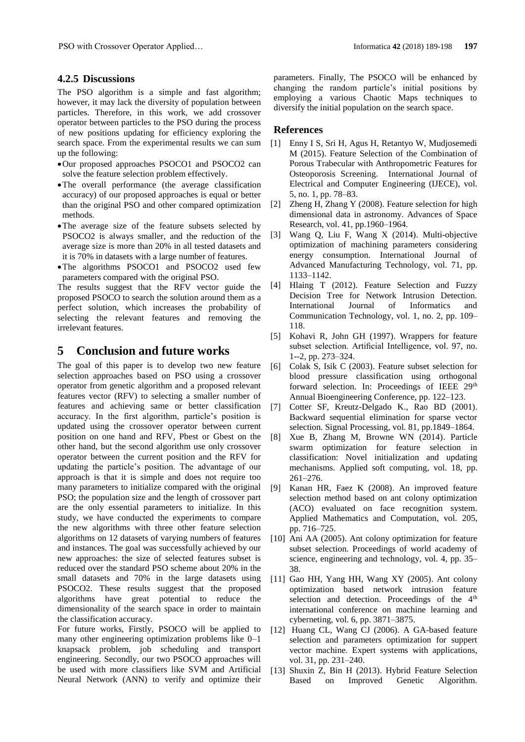### 4.2.5 Discussions

The PSO algorithm is a simple and fast algorithm; however, it may lack the diversity of population between particles. Therefore, in this work, we add crossover operator between particles to the PSO during the process of new positions updating for efficiency exploring the search space. From the experimental results we can sum up the following:

- Our proposed approaches PSOCO1 and PSOCO2 can solve the feature selection problem effectively.
- The overall performance (the average classification accuracy) of our proposed approaches is equal or better than the original PSO and other compared optimization methods.
- The average size of the feature subsets selected by PSOCO2 is always smaller, and the reduction of the average size is more than 20% in all tested datasets and it is 70% in datasets with a large number of features.
- The algorithms PSOCO1 and PSOCO2 used few parameters compared with the original PSO.

The results suggest that the RFV vector guide the proposed PSOCO to search the solution around them as a perfect solution, which increases the probability of selecting the relevant features and removing the irrelevant features.

## 5 Conclusion and future works

The goal of this paper is to develop two new feature selection approaches based on PSO using a crossover operator from genetic algorithm and a proposed relevant features vector (RFV) to selecting a smaller number of features and achieving same or better classification accuracy. In the first algorithm, particle's position is updated using the crossover operator between current position on one hand and RFV, Pbest or Gbest on the other hand, but the second algorithm use only crossover operator between the current position and the RFV for updating the particle's position. The advantage of our approach is that it is simple and does not require too many parameters to initialize compared with the original PSO; the population size and the length of crossover part are the only essential parameters to initialize. In this study, we have conducted the experiments to compare the new algorithms with three other feature selection algorithms on 12 datasets of varying numbers of features and instances. The goal was successfully achieved by our new approaches: the size of selected features subset is reduced over the standard PSO scheme about 20% in the small datasets and 70% in the large datasets using PSOCO2. These results suggest that the proposed algorithms have great potential to reduce the dimensionality of the search space in order to maintain the classification accuracy.

For future works, Firstly, PSOCO will be applied to many other engineering optimization problems like 0–1 knapsack problem, job scheduling and transport engineering. Secondly, our two PSOCO approaches will be used with more classifiers like SVM and Artificial Neural Network (ANN) to verify and optimize their parameters. Finally, The PSOCO will be enhanced by changing the random particle's initial positions by employing a various Chaotic Maps techniques to diversify the initial population on the search space.

### References

[1] Enny I S, Sri H, Agus H, Retantyo W, Mudjosemedi M (2015). Feature Selection of the Combination of Porous Trabecular with Anthropometric Features for Osteoporosis Screening. International Journal of Electrical and Computer Engineering (IJECE), vol. 5, no. 1, pp. 78–83.

[2] Zheng H, Zhang Y (2008). Feature selection for high dimensional data in astronomy. Advances of Space Research, vol. 41, pp.1960–1964.

[3] Wang Q, Liu F, Wang X (2014). Multi-objective optimization of machining parameters considering energy consumption. International Journal of Advanced Manufacturing Technology, vol. 71, pp. 1133–1142.

[4] Hlaing T (2012). Feature Selection and Fuzzy Decision Tree for Network Intrusion Detection. International Journal of Informatics and Communication Technology, vol. 1, no. 2, pp. 109–118.

[5] Kohavi R, John GH (1997). Wrappers for feature subset selection. Artificial Intelligence, vol. 97, no. 1--2, pp. 273–324.

[6] Colak S, Isik C (2003). Feature subset selection for blood pressure classification using orthogonal forward selection. In: Proceedings of IEEE 29th Annual Bioengineering Conference, pp. 122–123.

[7] Cotter SF, Kreutz-Delgado K., Rao BD (2001). Backward sequential elimination for sparse vector selection. Signal Processing, vol. 81, pp.1849–1864.

[8] Xue B, Zhang M, Browne WN (2014). Particle swarm optimization for feature selection in classification: Novel initialization and updating mechanisms. Applied soft computing, vol. 18, pp. 261–276.

[9] Kanan HR, Faez K (2008). An improved feature selection method based on ant colony optimization (ACO) evaluated on face recognition system. Applied Mathematics and Computation, vol. 205, pp. 716–725.

[10] Ani AA (2005). Ant colony optimization for feature subset selection. Proceedings of world academy of science, engineering and technology, vol. 4, pp. 35–38.

[11] Gao HH, Yang HH, Wang XY (2005). Ant colony optimization based network intrusion feature selection and detection. Proceedings of the 4th international conference on machine learning and cyberneting, vol. 6, pp. 3871–3875.

[12] Huang CL, Wang CJ (2006). A GA-based feature selection and parameters optimization for suppert vector machine. Expert systems with applications, vol. 31, pp. 231–240.

[13] Shuxin Z, Bin H (2013). Hybrid Feature Selection Based on Improved Genetic Algorithm.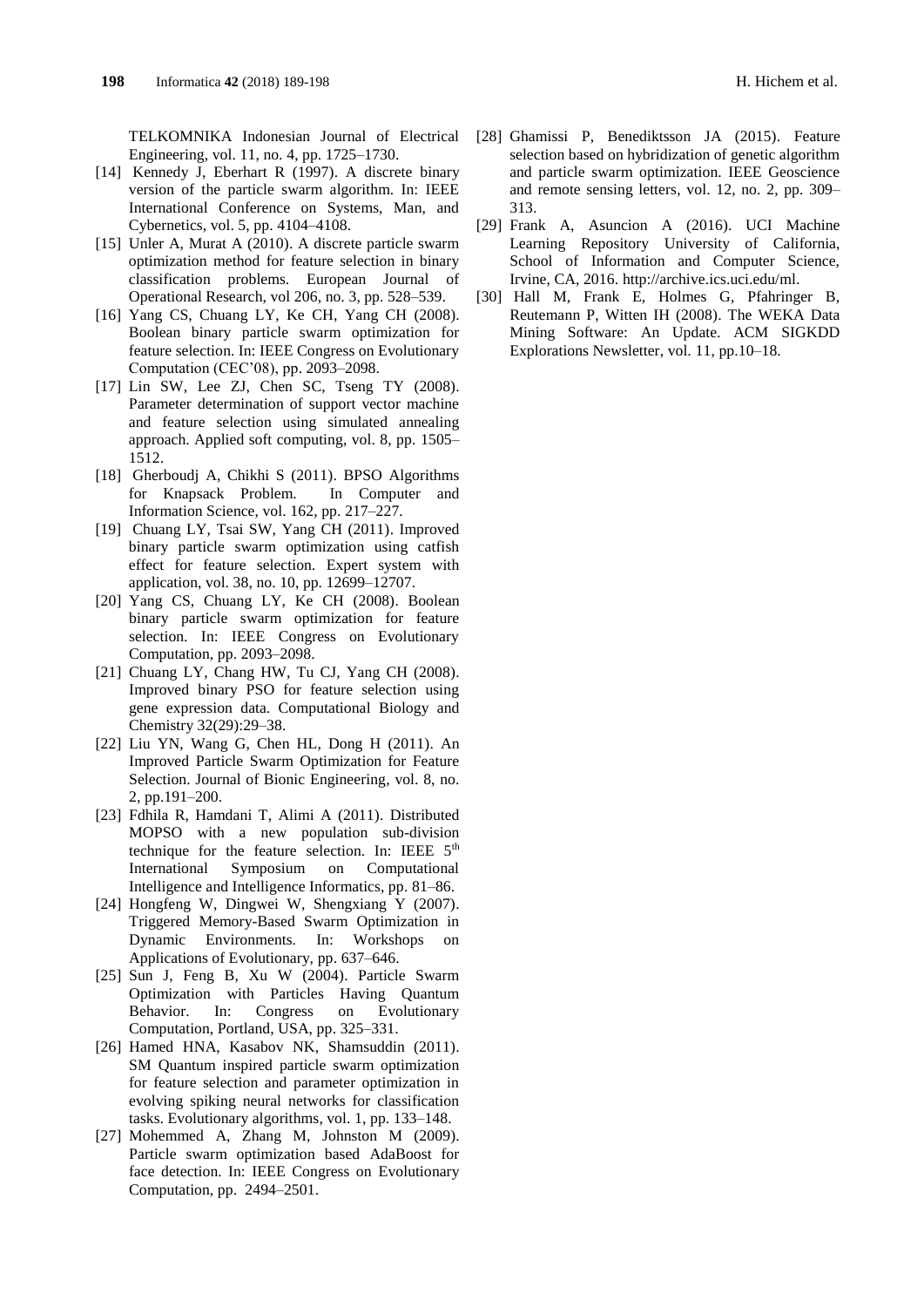TELKOMNIKA Indonesian Journal of Electrical Engineering, vol. 11, no. 4, pp. 1725–1730.

[14] Kennedy J, Eberhart R (1997). A discrete binary version of the particle swarm algorithm. In: IEEE International Conference on Systems, Man, and Cybernetics, vol. 5, pp. 4104–4108.

[15] Unler A, Murat A (2010). A discrete particle swarm optimization method for feature selection in binary classification problems. European Journal of Operational Research, vol 206, no. 3, pp. 528–539.

[16] Yang CS, Chuang LY, Ke CH, Yang CH (2008). Boolean binary particle swarm optimization for feature selection. In: IEEE Congress on Evolutionary Computation (CEC'08), pp. 2093–2098.

[17] Lin SW, Lee ZJ, Chen SC, Tseng TY (2008). Parameter determination of support vector machine and feature selection using simulated annealing approach. Applied soft computing, vol. 8, pp. 1505–1512.

[18] Gherboudj A, Chikhi S (2011). BPSO Algorithms for Knapsack Problem. In Computer and Information Science, vol. 162, pp. 217–227.

[19] Chuang LY, Tsai SW, Yang CH (2011). Improved binary particle swarm optimization using catfish effect for feature selection. Expert system with application, vol. 38, no. 10, pp. 12699–12707.

[20] Yang CS, Chuang LY, Ke CH (2008). Boolean binary particle swarm optimization for feature selection. In: IEEE Congress on Evolutionary Computation, pp. 2093–2098.

[21] Chuang LY, Chang HW, Tu CJ, Yang CH (2008). Improved binary PSO for feature selection using gene expression data. Computational Biology and Chemistry 32(29):29–38.

[22] Liu YN, Wang G, Chen HL, Dong H (2011). An Improved Particle Swarm Optimization for Feature Selection. Journal of Bionic Engineering, vol. 8, no. 2, pp.191–200.

[23] Fdhila R, Hamdani T, Alimi A (2011). Distributed MOPSO with a new population sub-division technique for the feature selection. In: IEEE 5th International Symposium on Computational Intelligence and Intelligence Informatics, pp. 81–86.

[24] Hongfeng W, Dingwei W, Shengxiang Y (2007). Triggered Memory-Based Swarm Optimization in Dynamic Environments. In: Workshops on Applications of Evolutionary, pp. 637–646.

[25] Sun J, Feng B, Xu W (2004). Particle Swarm Optimization with Particles Having Quantum Behavior. In: Congress on Evolutionary Computation, Portland, USA, pp. 325–331.

[26] Hamed HNA, Kasabov NK, Shamsuddin (2011). SM Quantum inspired particle swarm optimization for feature selection and parameter optimization in evolving spiking neural networks for classification tasks. Evolutionary algorithms, vol. 1, pp. 133–148.

[27] Mohemmed A, Zhang M, Johnston M (2009). Particle swarm optimization based AdaBoost for face detection. In: IEEE Congress on Evolutionary Computation, pp. 2494–2501.

[28] Ghamissi P, Benediktsson JA (2015). Feature selection based on hybridization of genetic algorithm and particle swarm optimization. IEEE Geoscience and remote sensing letters, vol. 12, no. 2, pp. 309–313.

[29] Frank A, Asuncion A (2016). UCI Machine Learning Repository University of California, School of Information and Computer Science, Irvine, CA, 2016. http://archive.ics.uci.edu/ml.

[30] Hall M, Frank E, Holmes G, Pfahringer B, Reutemann P, Witten IH (2008). The WEKA Data Mining Software: An Update. ACM SIGKDD Explorations Newsletter, vol. 11, pp.10–18.